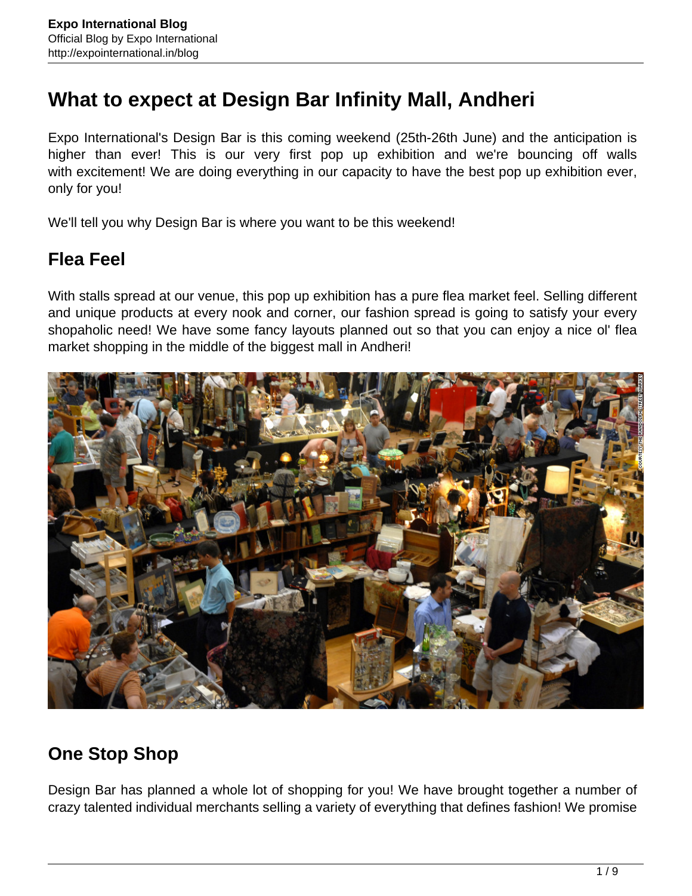# What to expect at Design Bar Infinity Mall, Andheri

Expo International's Design Bar is this coming weekend (25th-26th June) and the anticipation is higher than ever! This is our very first pop up exhibition and we're bouncing off walls with excitement! We are doing everything in our capacity to have the best pop up exhibition ever, only for you!

We'll tell you why Design Bar is where you want to be this weekend!

## Flea Feel

With stalls spread at our venue, this pop up exhibition has a pure flea market feel. Selling different and unique products at every nook and corner, our fashion spread is going to satisfy your every shopaholic need! We have some fancy layouts planned out so that you can enjoy a nice ol' flea market shopping in the middle of the biggest mall in Andheri!

## One Stop Shop

Design Bar has planned a whole lot of shopping for you! We have brought together a number of crazy talented individual merchants selling a variety of everything that defines fashion! We promise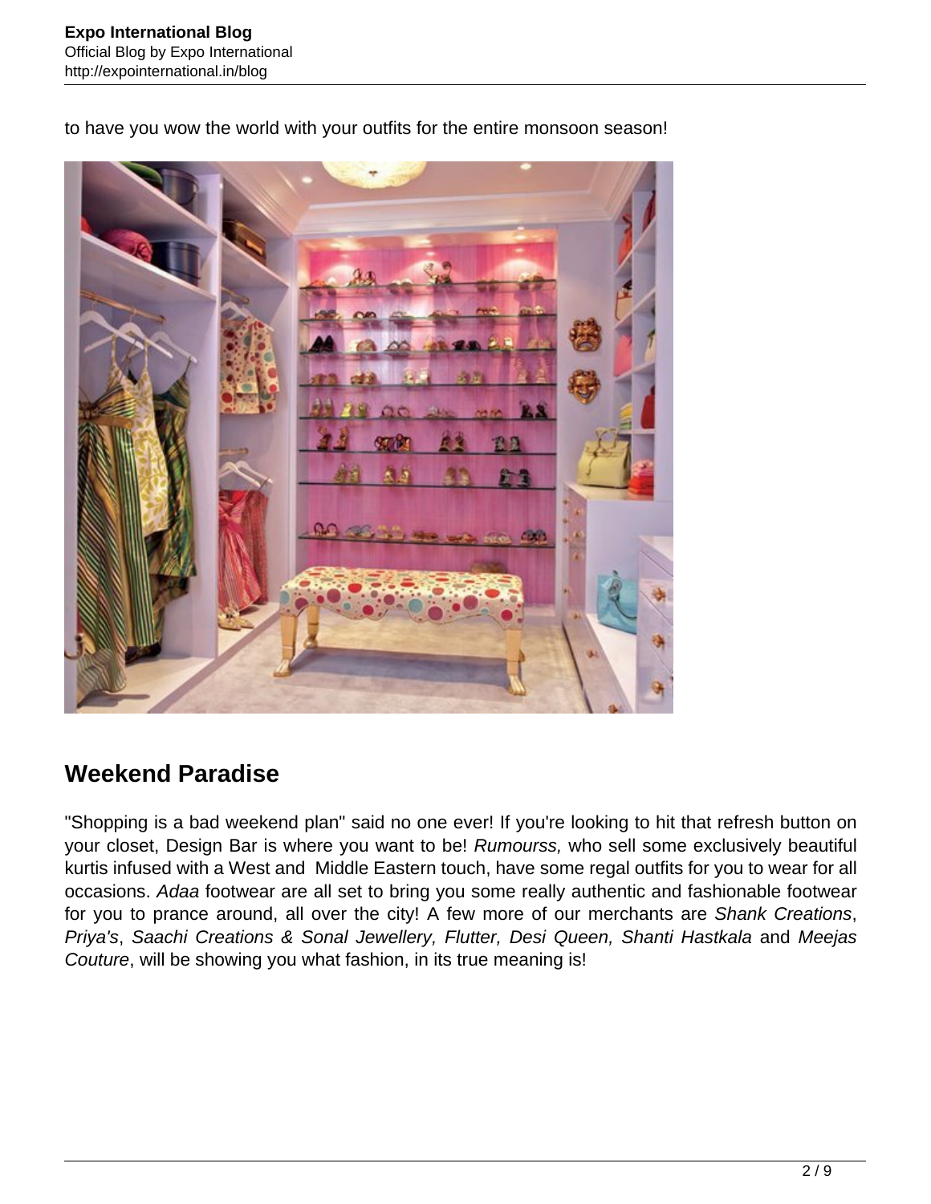to have you wow the world with your outfits for the entire monsoon season!

## Weekend Paradise

"Shopping is a bad weekend plan" said no one ever! If you're looking to hit that refresh button on your closet, Design Bar is where you want to be! *Rumourss,* who sell some exclusively beautiful kurtis infused with a West and Middle Eastern touch, have some regal outfits for you to wear for all occasions. *Adaa* footwear are all set to bring you some really authentic and fashionable footwear for you to prance around, all over the city! A few more of our merchants are *Shank Creations*, *Priya's*, *Saachi Creations & Sonal Jewellery, Flutter, Desi Queen, Shanti Hastkala* and *Meejas Couture*, will be showing you what fashion, in its true meaning is!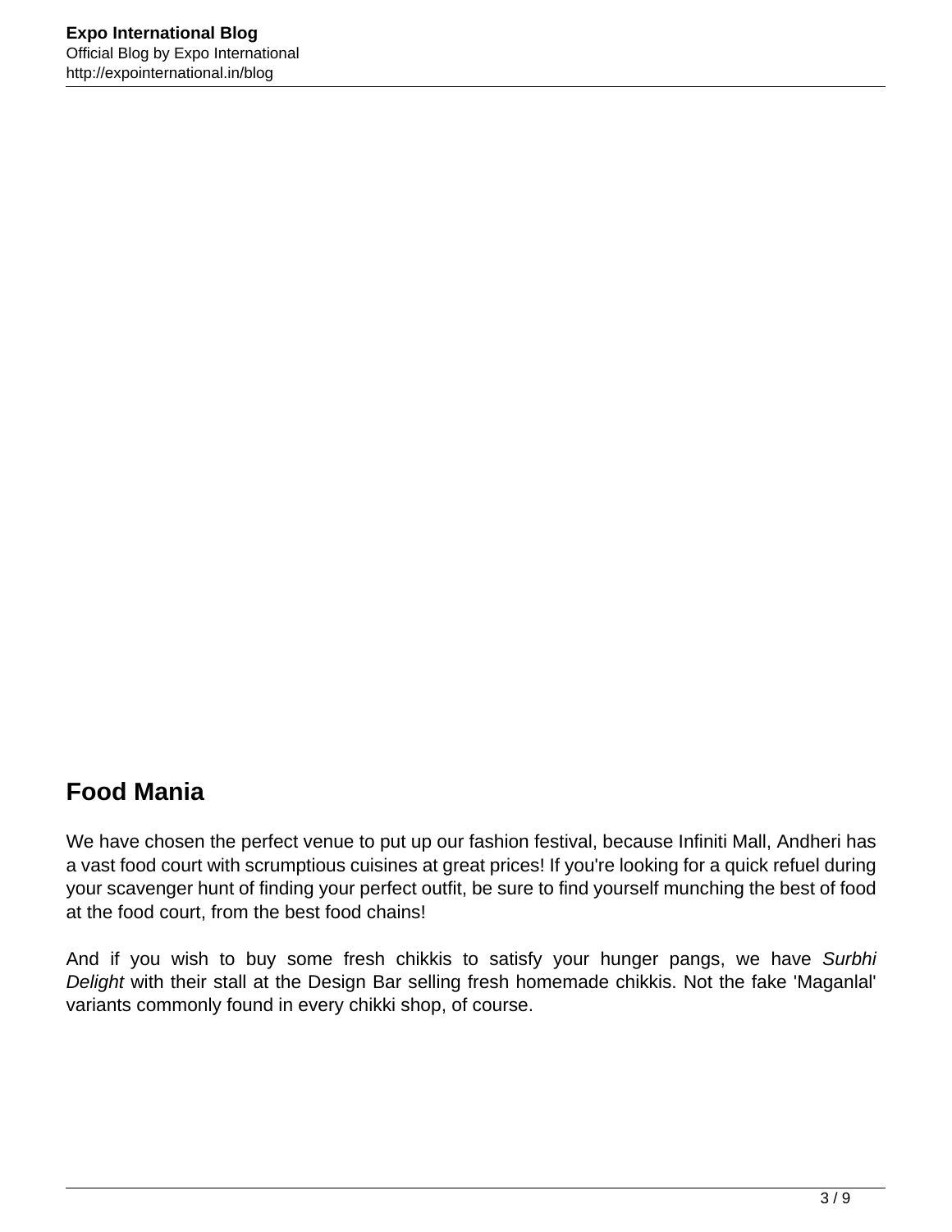## Food Mania

We have chosen the perfect venue to put up our fashion festival, because Infiniti Mall, Andheri has a vast food court with scrumptious cuisines at great prices! If you're looking for a quick refuel during your scavenger hunt of finding your perfect outfit, be sure to find yourself munching the best of food at the food court, from the best food chains!

And if you wish to buy some fresh chikkis to satisfy your hunger pangs, we have *Surbhi Delight* with their stall at the Design Bar selling fresh homemade chikkis. Not the fake 'Maganlal' variants commonly found in every chikki shop, of course.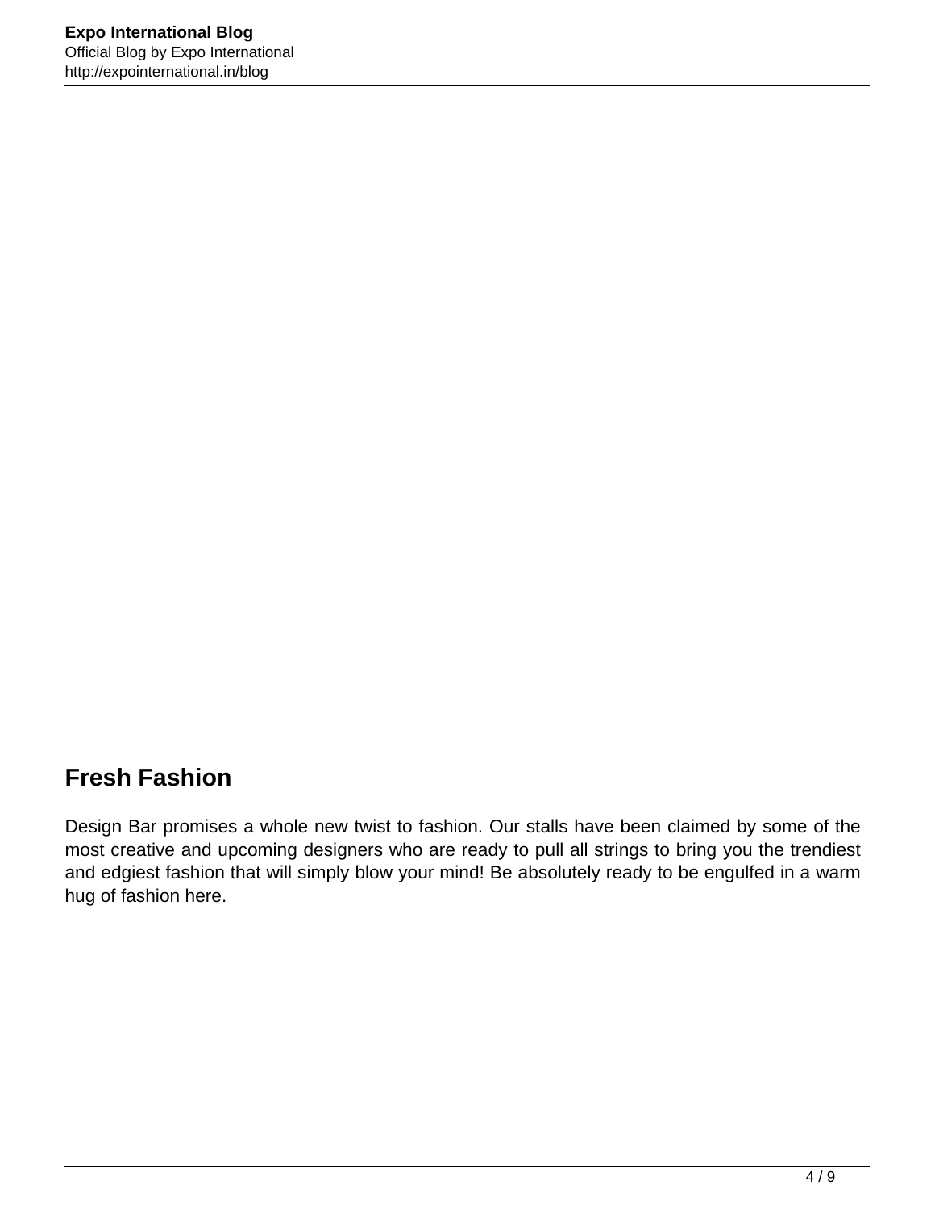## Fresh Fashion

Design Bar promises a whole new twist to fashion. Our stalls have been claimed by some of the most creative and upcoming designers who are ready to pull all strings to bring you the trendiest and edgiest fashion that will simply blow your mind! Be absolutely ready to be engulfed in a warm hug of fashion here.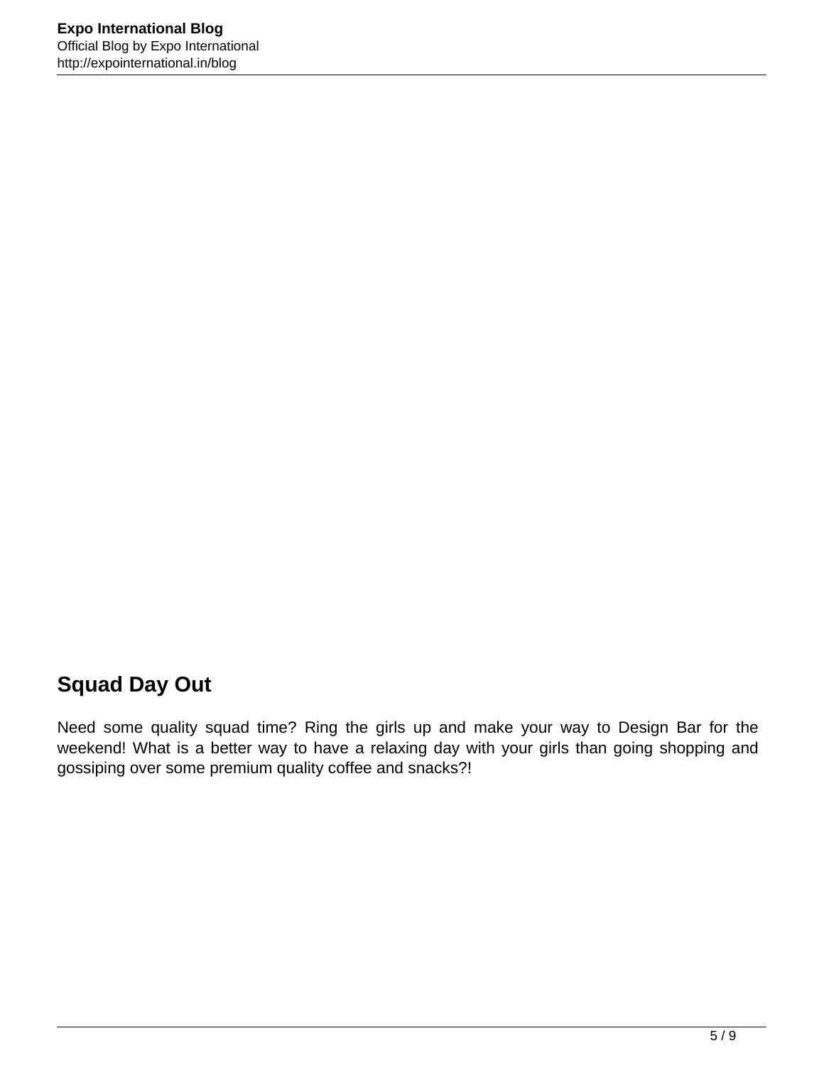## Squad Day Out

Need some quality squad time? Ring the girls up and make your way to Design Bar for the weekend! What is a better way to have a relaxing day with your girls than going shopping and gossiping over some premium quality coffee and snacks?!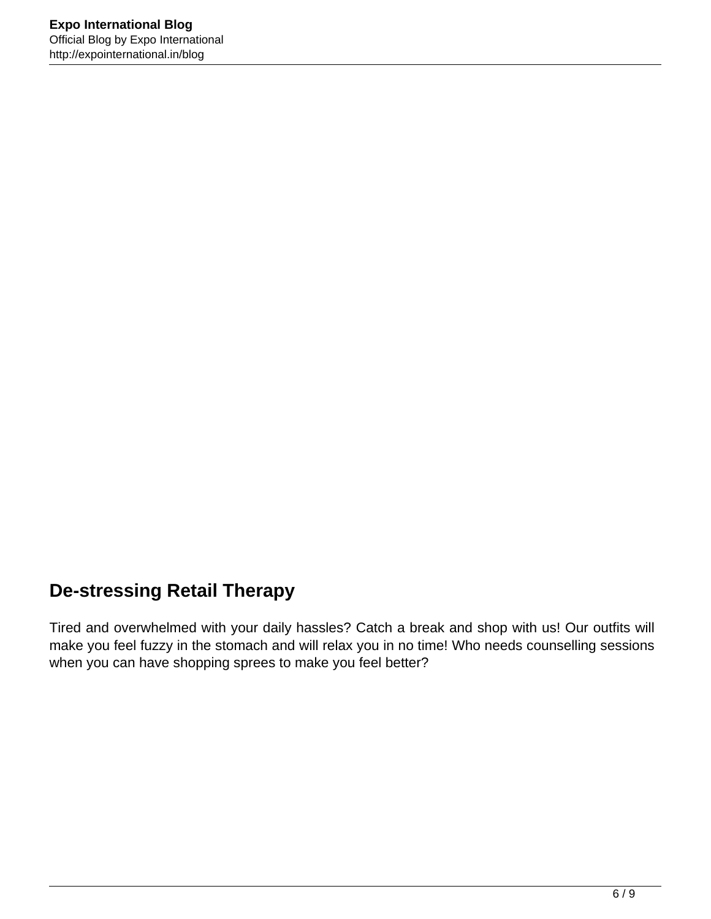## De-stressing Retail Therapy

Tired and overwhelmed with your daily hassles? Catch a break and shop with us! Our outfits will make you feel fuzzy in the stomach and will relax you in no time! Who needs counselling sessions when you can have shopping sprees to make you feel better?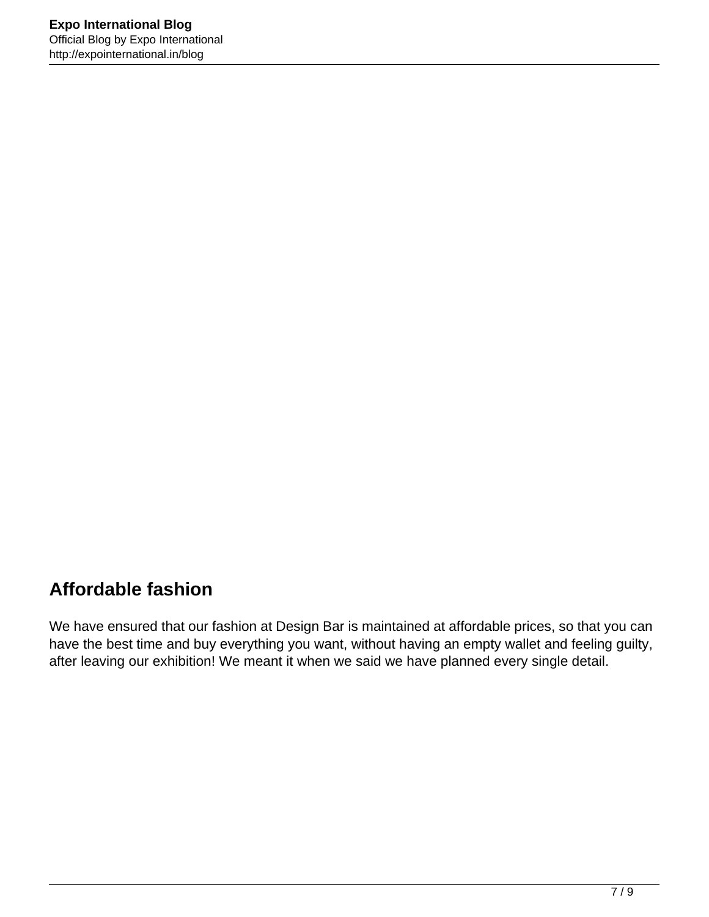## Affordable fashion

We have ensured that our fashion at Design Bar is maintained at affordable prices, so that you can have the best time and buy everything you want, without having an empty wallet and feeling guilty, after leaving our exhibition! We meant it when we said we have planned every single detail.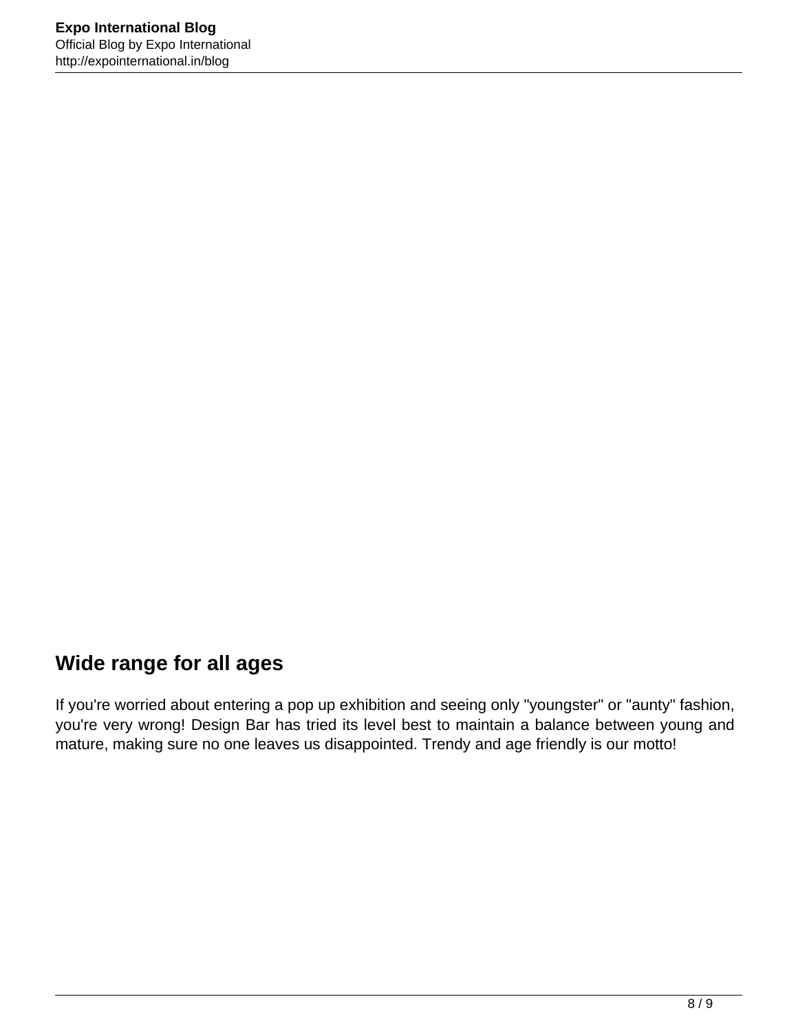## Wide range for all ages

If you're worried about entering a pop up exhibition and seeing only "youngster" or "aunty" fashion, you're very wrong! Design Bar has tried its level best to maintain a balance between young and mature, making sure no one leaves us disappointed. Trendy and age friendly is our motto!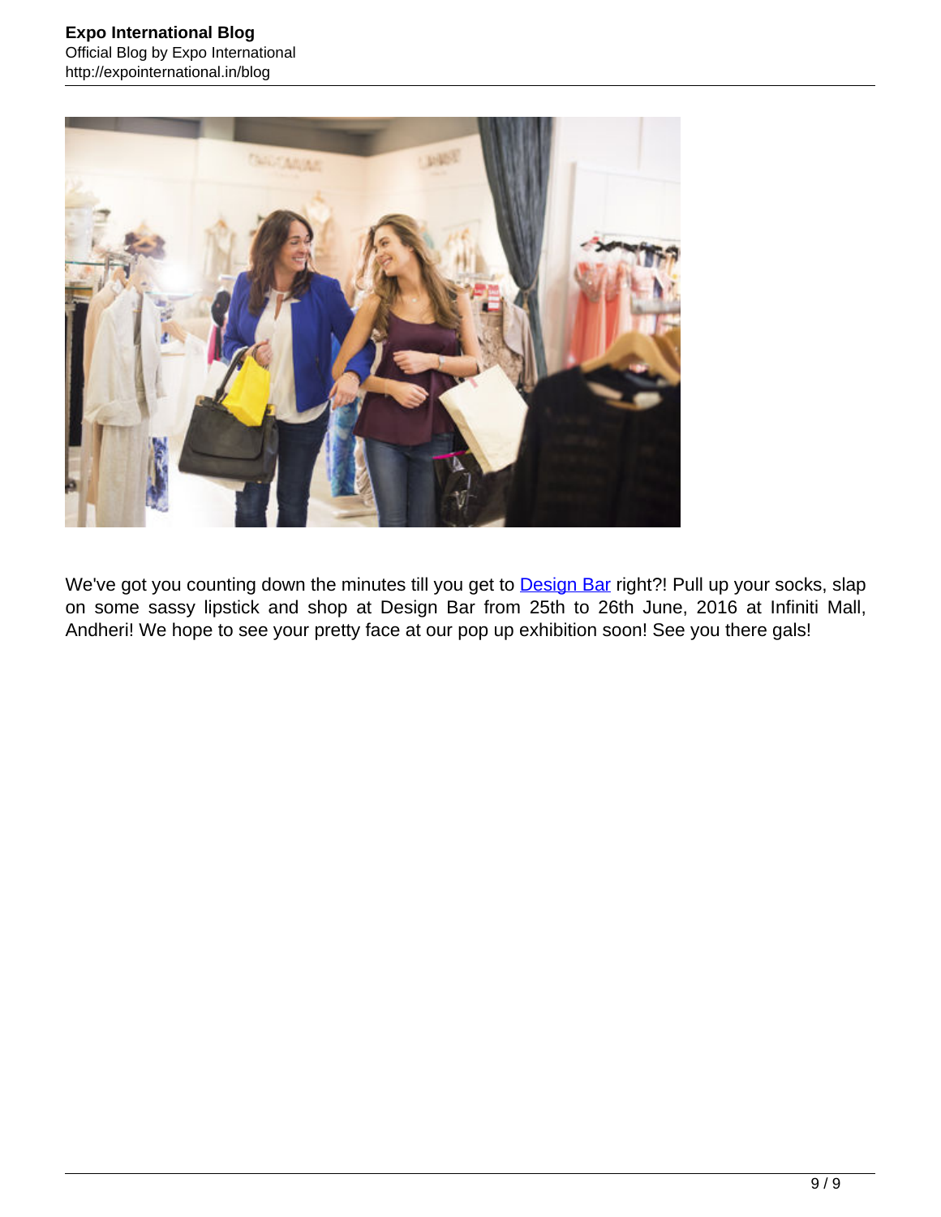We've got you counting down the minutes till you get to [Design Bar](#) right?! Pull up your socks, slap on some sassy lipstick and shop at Design Bar from 25th to 26th June, 2016 at Infiniti Mall, Andheri! We hope to see your pretty face at our pop up exhibition soon! See you there gals!